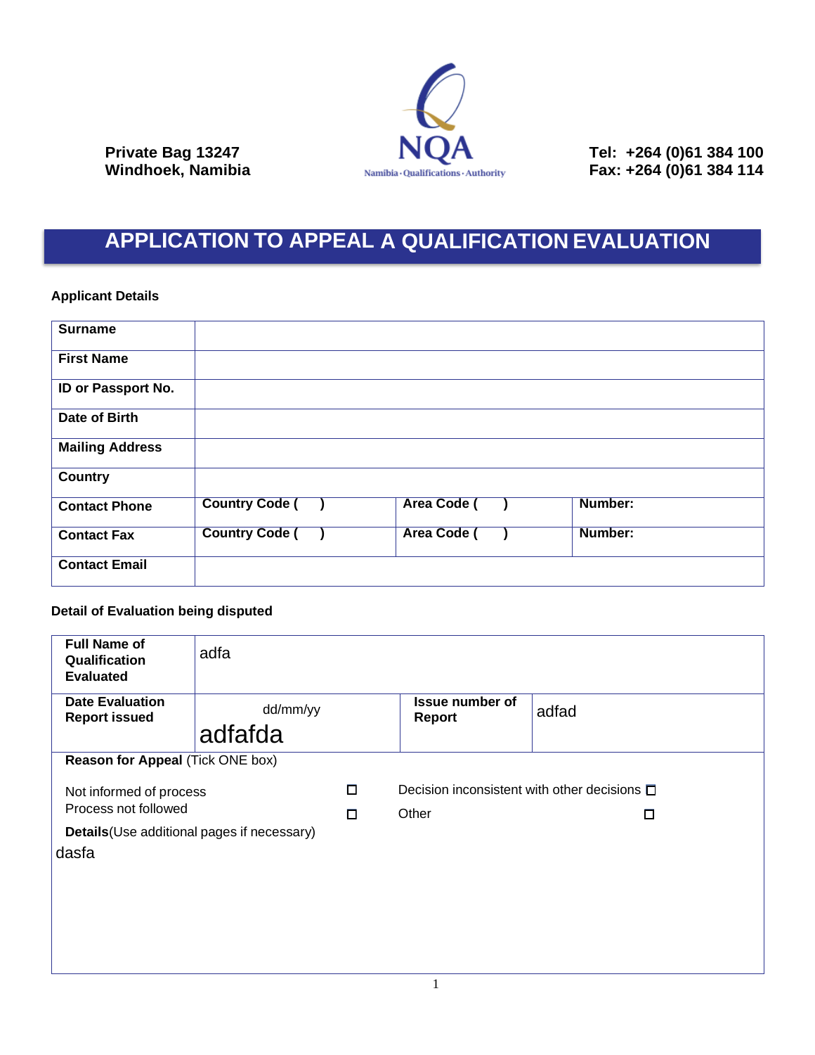Private Bag 13247
Windhoek, Namibia

NQA
Namibia · Qualifications · Authority

Tel: +264 (0)61 384 100
Fax: +264 (0)61 384 114

# APPLICATION TO APPEAL A QUALIFICATION EVALUATION

**Applicant Details**

| | | | |
|---|---|---|---|
| **Surname** | | | |
| **First Name** | | | |
| **ID or Passport No.** | | | |
| **Date of Birth** | | | |
| **Mailing Address** | | | |
| **Country** | | | |
| **Contact Phone** | **Country Code ( )** | **Area Code ( )** | **Number:** |
| **Contact Fax** | **Country Code ( )** | **Area Code ( )** | **Number:** |
| **Contact Email** | | | |

**Detail of Evaluation being disputed**

| | | | |
|---|---|---|---|
| **Full Name of Qualification Evaluated** | adfa | | |
| **Date Evaluation Report issued** | dd/mm/yy adfafda | **Issue number of Report** | adfad |

**Reason for Appeal** (Tick ONE box)

- Not informed of process ☐
- Process not followed ☐
- Decision inconsistent with other decisions ☐
- Other ☐

**Details**(Use additional pages if necessary)

dasfa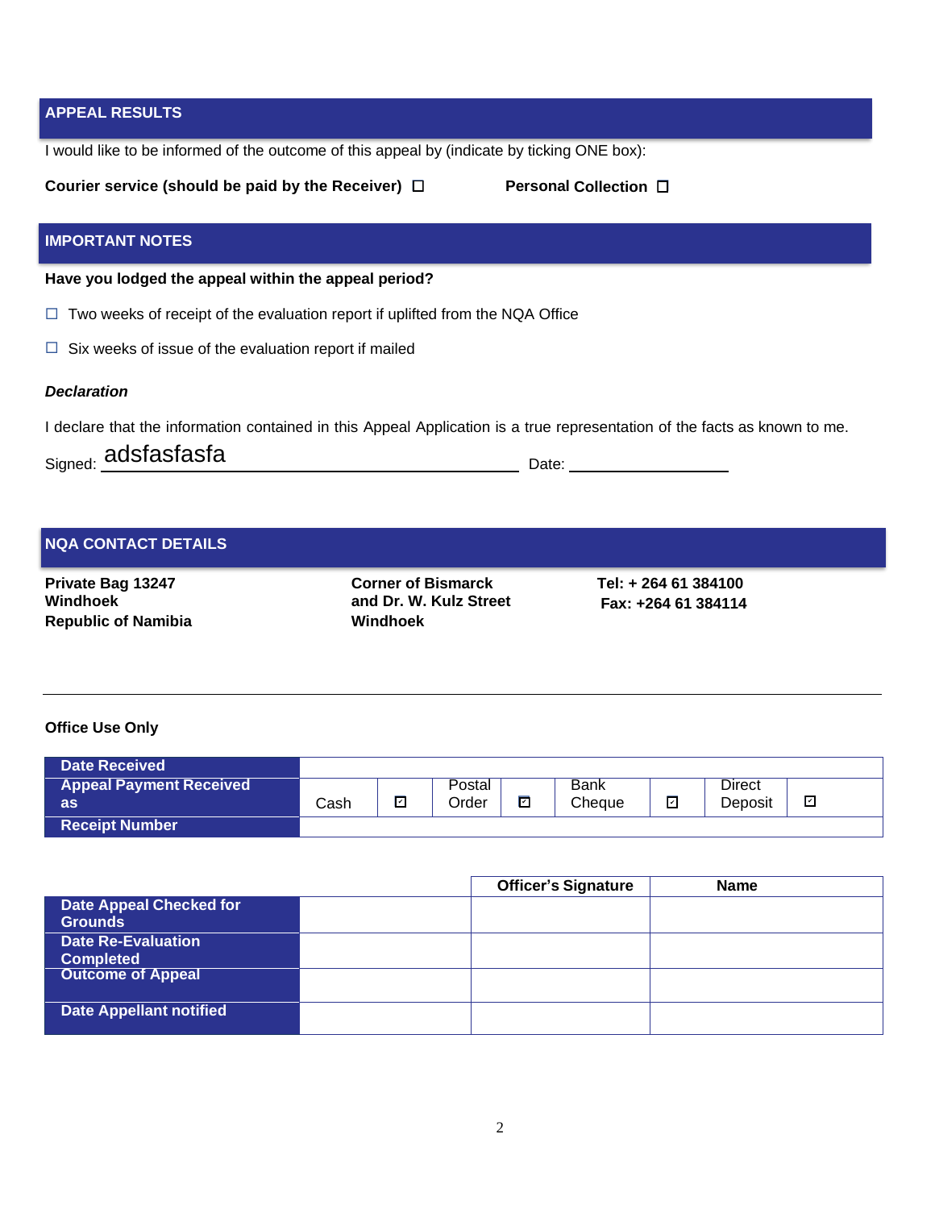## APPEAL RESULTS

I would like to be informed of the outcome of this appeal by (indicate by ticking ONE box):

**Courier service (should be paid by the Receiver)** ☐ **Personal Collection** ☐

## IMPORTANT NOTES

**Have you lodged the appeal within the appeal period?**

☐ Two weeks of receipt of the evaluation report if uplifted from the NQA Office

☐ Six weeks of issue of the evaluation report if mailed

***Declaration***

I declare that the information contained in this Appeal Application is a true representation of the facts as known to me.

Signed: adsfasfasfa Date: ____________________

## NQA CONTACT DETAILS

**Private Bag 13247**
**Windhoek**
**Republic of Namibia**

**Corner of Bismarck**
**and Dr. W. Kulz Street**
**Windhoek**

**Tel: + 264 61 384100**
**Fax: +264 61 384114**

---

**Office Use Only**

| | | | | | | | | |
|---|---|---|---|---|---|---|---|---|
| **Date Received** | | | | | | | | |
| **Appeal Payment Received as** | Cash | ☑ | Postal Order | ☑ | Bank Cheque | ☑ | Direct Deposit | ☑ |
| **Receipt Number** | | | | | | | | |

| | | **Officer's Signature** | **Name** |
|---|---|---|---|
| **Date Appeal Checked for Grounds** | | | |
| **Date Re-Evaluation Completed** | | | |
| **Outcome of Appeal** | | | |
| **Date Appellant notified** | | | |